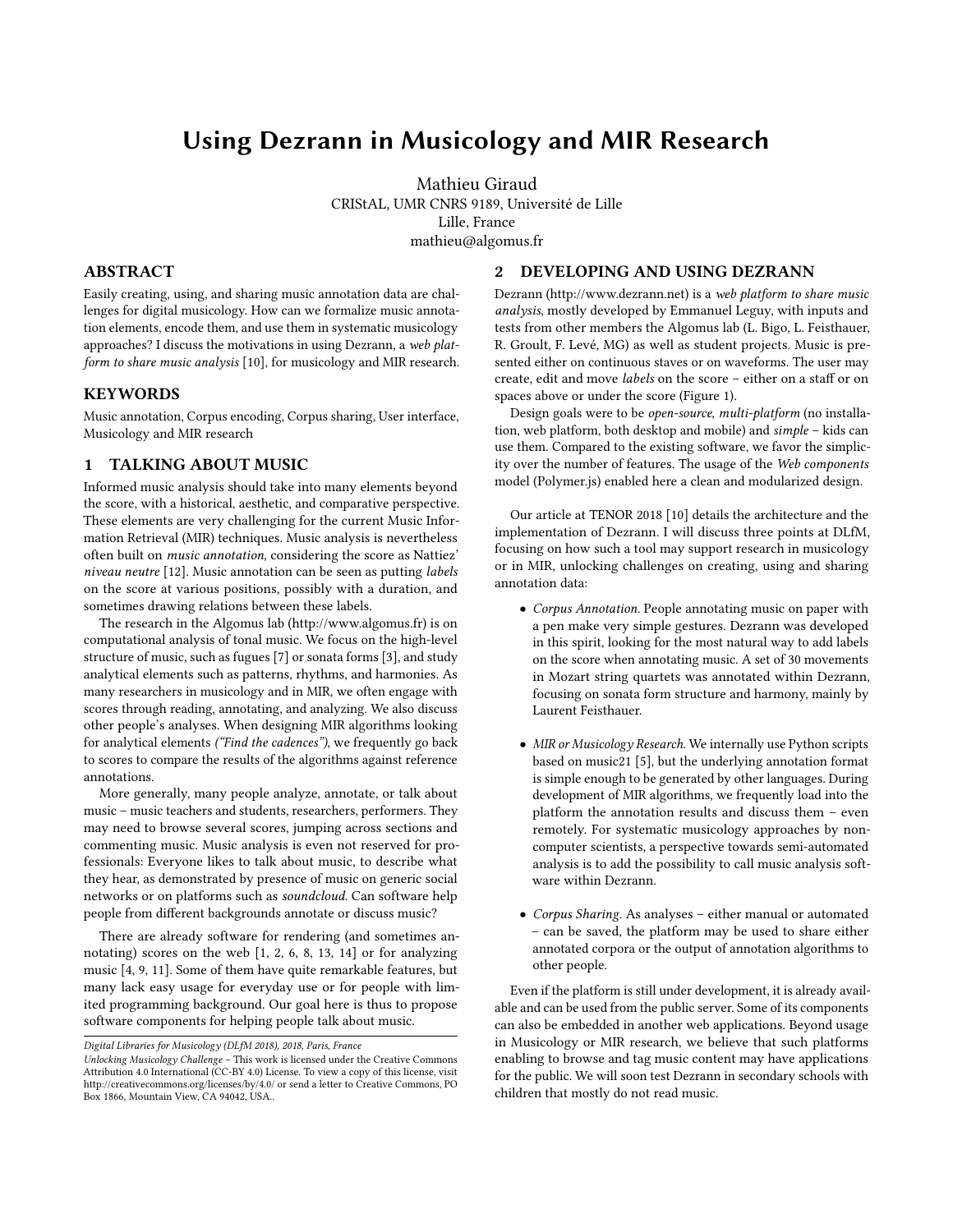# Using Dezrann in Musicology and MIR Research

Mathieu Giraud
CRIStAL, UMR CNRS 9189, Université de Lille
Lille, France
mathieu@algomus.fr

## ABSTRACT

Easily creating, using, and sharing music annotation data are challenges for digital musicology. How can we formalize music annotation elements, encode them, and use them in systematic musicology approaches? I discuss the motivations in using Dezrann, a *web platform to share music analysis* [10], for musicology and MIR research.

## KEYWORDS

Music annotation, Corpus encoding, Corpus sharing, User interface, Musicology and MIR research

## 1 TALKING ABOUT MUSIC

Informed music analysis should take into many elements beyond the score, with a historical, aesthetic, and comparative perspective. These elements are very challenging for the current Music Information Retrieval (MIR) techniques. Music analysis is nevertheless often built on *music annotation*, considering the score as Nattiez' *niveau neutre* [12]. Music annotation can be seen as putting *labels* on the score at various positions, possibly with a duration, and sometimes drawing relations between these labels.

The research in the Algomus lab (http://www.algomus.fr) is on computational analysis of tonal music. We focus on the high-level structure of music, such as fugues [7] or sonata forms [3], and study analytical elements such as patterns, rhythms, and harmonies. As many researchers in musicology and in MIR, we often engage with scores through reading, annotating, and analyzing. We also discuss other people's analyses. When designing MIR algorithms looking for analytical elements *("Find the cadences")*, we frequently go back to scores to compare the results of the algorithms against reference annotations.

More generally, many people analyze, annotate, or talk about music – music teachers and students, researchers, performers. They may need to browse several scores, jumping across sections and commenting music. Music analysis is even not reserved for professionals: Everyone likes to talk about music, to describe what they hear, as demonstrated by presence of music on generic social networks or on platforms such as *soundcloud*. Can software help people from different backgrounds annotate or discuss music?

There are already software for rendering (and sometimes annotating) scores on the web [1, 2, 6, 8, 13, 14] or for analyzing music [4, 9, 11]. Some of them have quite remarkable features, but many lack easy usage for everyday use or for people with limited programming background. Our goal here is thus to propose software components for helping people talk about music.

*Digital Libraries for Musicology (DLfM 2018), 2018, Paris, France*
*Unlocking Musicology Challenge* – This work is licensed under the Creative Commons Attribution 4.0 International (CC-BY 4.0) License. To view a copy of this license, visit http://creativecommons.org/licenses/by/4.0/ or send a letter to Creative Commons, PO Box 1866, Mountain View, CA 94042, USA..

## 2 DEVELOPING AND USING DEZRANN

Dezrann (http://www.dezrann.net) is a *web platform to share music analysis*, mostly developed by Emmanuel Leguy, with inputs and tests from other members the Algomus lab (L. Bigo, L. Feisthauer, R. Groult, F. Levé, MG) as well as student projects. Music is presented either on continuous staves or on waveforms. The user may create, edit and move *labels* on the score – either on a staff or on spaces above or under the score (Figure 1).

Design goals were to be *open-source*, *multi-platform* (no installation, web platform, both desktop and mobile) and *simple* – kids can use them. Compared to the existing software, we favor the simplicity over the number of features. The usage of the *Web components* model (Polymer.js) enabled here a clean and modularized design.

Our article at TENOR 2018 [10] details the architecture and the implementation of Dezrann. I will discuss three points at DLfM, focusing on how such a tool may support research in musicology or in MIR, unlocking challenges on creating, using and sharing annotation data:

- *Corpus Annotation*. People annotating music on paper with a pen make very simple gestures. Dezrann was developed in this spirit, looking for the most natural way to add labels on the score when annotating music. A set of 30 movements in Mozart string quartets was annotated within Dezrann, focusing on sonata form structure and harmony, mainly by Laurent Feisthauer.
- *MIR or Musicology Research*. We internally use Python scripts based on music21 [5], but the underlying annotation format is simple enough to be generated by other languages. During development of MIR algorithms, we frequently load into the platform the annotation results and discuss them – even remotely. For systematic musicology approaches by non-computer scientists, a perspective towards semi-automated analysis is to add the possibility to call music analysis software within Dezrann.
- *Corpus Sharing*. As analyses – either manual or automated – can be saved, the platform may be used to share either annotated corpora or the output of annotation algorithms to other people.

Even if the platform is still under development, it is already available and can be used from the public server. Some of its components can also be embedded in another web applications. Beyond usage in Musicology or MIR research, we believe that such platforms enabling to browse and tag music content may have applications for the public. We will soon test Dezrann in secondary schools with children that mostly do not read music.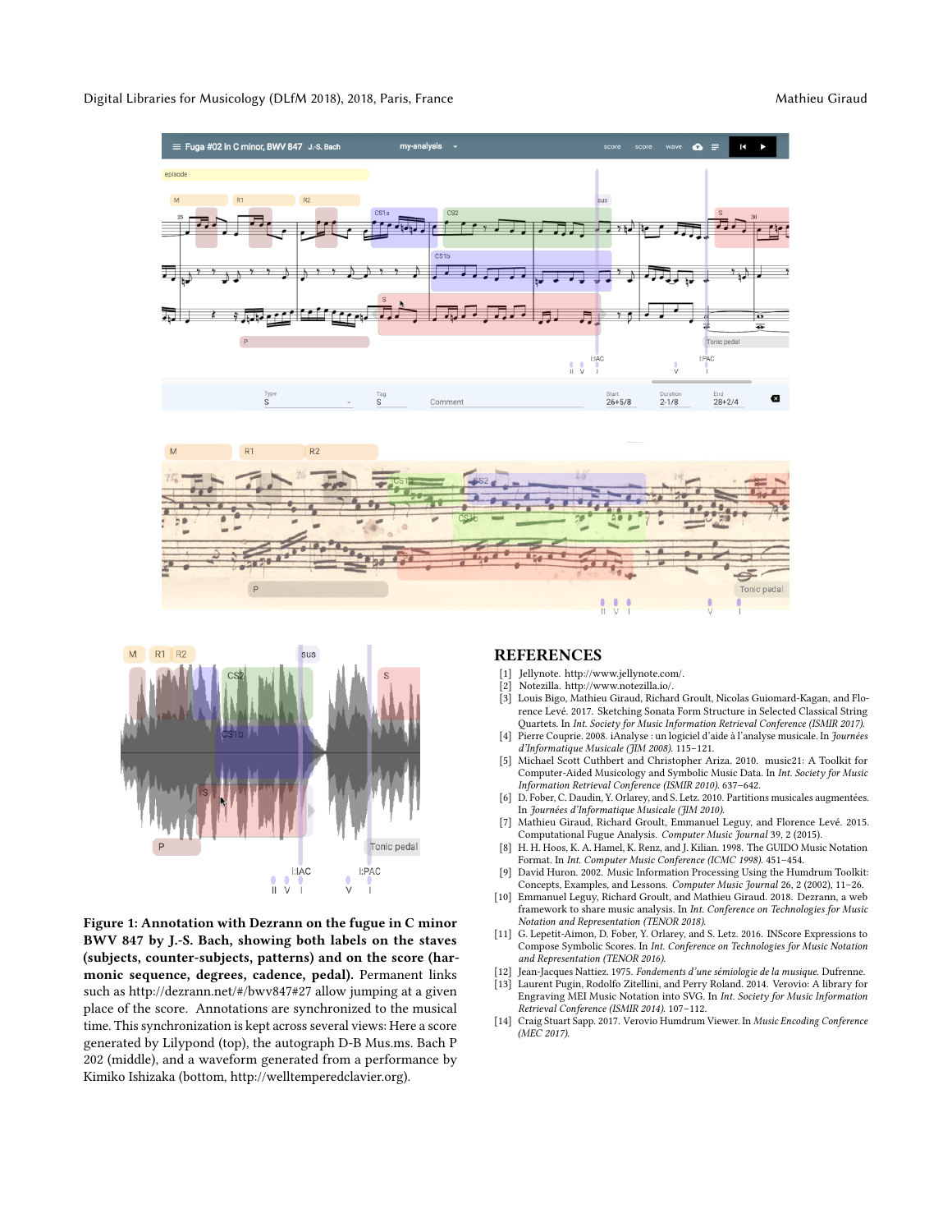**Figure 1: Annotation with Dezrann on the fugue in C minor BWV 847 by J.-S. Bach, showing both labels on the staves (subjects, counter-subjects, patterns) and on the score (harmonic sequence, degrees, cadence, pedal).** Permanent links such as http://dezrann.net/#/bwv847#27 allow jumping at a given place of the score. Annotations are synchronized to the musical time. This synchronization is kept across several views: Here a score generated by Lilypond (top), the autograph D-B Mus.ms. Bach P 202 (middle), and a waveform generated from a performance by Kimiko Ishizaka (bottom, http://welltemperedclavier.org).

## REFERENCES

[1] Jellynote. http://www.jellynote.com/.

[2] Notezilla. http://www.notezilla.io/.

[3] Louis Bigo, Mathieu Giraud, Richard Groult, Nicolas Guiomard-Kagan, and Florence Levé. 2017. Sketching Sonata Form Structure in Selected Classical String Quartets. In *Int. Society for Music Information Retrieval Conference (ISMIR 2017)*.

[4] Pierre Couprie. 2008. iAnalyse : un logiciel d'aide à l'analyse musicale. In *Journées d'Informatique Musicale (JIM 2008)*. 115–121.

[5] Michael Scott Cuthbert and Christopher Ariza. 2010. music21: A Toolkit for Computer-Aided Musicology and Symbolic Music Data. In *Int. Society for Music Information Retrieval Conference (ISMIR 2010)*. 637–642.

[6] D. Fober, C. Daudin, Y. Orlarey, and S. Letz. 2010. Partitions musicales augmentées. In *Journées d'Informatique Musicale (JIM 2010)*.

[7] Mathieu Giraud, Richard Groult, Emmanuel Leguy, and Florence Levé. 2015. Computational Fugue Analysis. *Computer Music Journal* 39, 2 (2015).

[8] H. H. Hoos, K. A. Hamel, K. Renz, and J. Kilian. 1998. The GUIDO Music Notation Format. In *Int. Computer Music Conference (ICMC 1998)*. 451–454.

[9] David Huron. 2002. Music Information Processing Using the Humdrum Toolkit: Concepts, Examples, and Lessons. *Computer Music Journal* 26, 2 (2002), 11–26.

[10] Emmanuel Leguy, Richard Groult, and Mathieu Giraud. 2018. Dezrann, a web framework to share music analysis. In *Int. Conference on Technologies for Music Notation and Representation (TENOR 2018)*.

[11] G. Lepetit-Aimon, D. Fober, Y. Orlarey, and S. Letz. 2016. INScore Expressions to Compose Symbolic Scores. In *Int. Conference on Technologies for Music Notation and Representation (TENOR 2016)*.

[12] Jean-Jacques Nattiez. 1975. *Fondements d'une sémiologie de la musique*. Dufrenne.

[13] Laurent Pugin, Rodolfo Zitellini, and Perry Roland. 2014. Verovio: A library for Engraving MEI Music Notation into SVG. In *Int. Society for Music Information Retrieval Conference (ISMIR 2014)*. 107–112.

[14] Craig Stuart Sapp. 2017. Verovio Humdrum Viewer. In *Music Encoding Conference (MEC 2017)*.